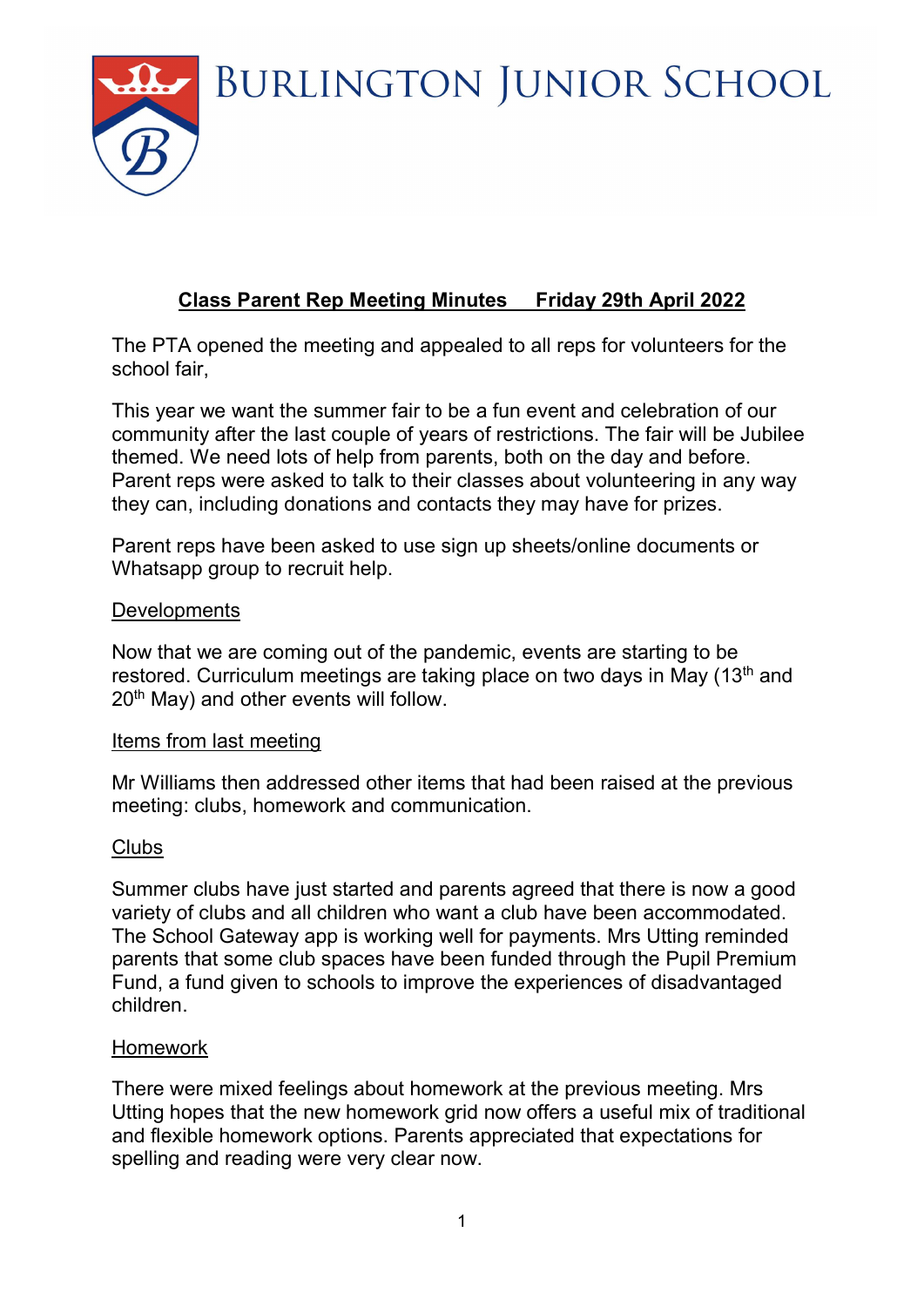# Burlington Junior School

## Class Parent Rep Meeting Minutes Friday 29th April 2022

The PTA opened the meeting and appealed to all reps for volunteers for the school fair,

This year we want the summer fair to be a fun event and celebration of our community after the last couple of years of restrictions. The fair will be Jubilee themed. We need lots of help from parents, both on the day and before. Parent reps were asked to talk to their classes about volunteering in any way they can, including donations and contacts they may have for prizes.

Parent reps have been asked to use sign up sheets/online documents or Whatsapp group to recruit help.

### Developments

Now that we are coming out of the pandemic, events are starting to be restored. Curriculum meetings are taking place on two days in May (13th and 20th May) and other events will follow.

### Items from last meeting

Mr Williams then addressed other items that had been raised at the previous meeting: clubs, homework and communication.

### Clubs

Summer clubs have just started and parents agreed that there is now a good variety of clubs and all children who want a club have been accommodated. The School Gateway app is working well for payments. Mrs Utting reminded parents that some club spaces have been funded through the Pupil Premium Fund, a fund given to schools to improve the experiences of disadvantaged children.

### Homework

There were mixed feelings about homework at the previous meeting. Mrs Utting hopes that the new homework grid now offers a useful mix of traditional and flexible homework options. Parents appreciated that expectations for spelling and reading were very clear now.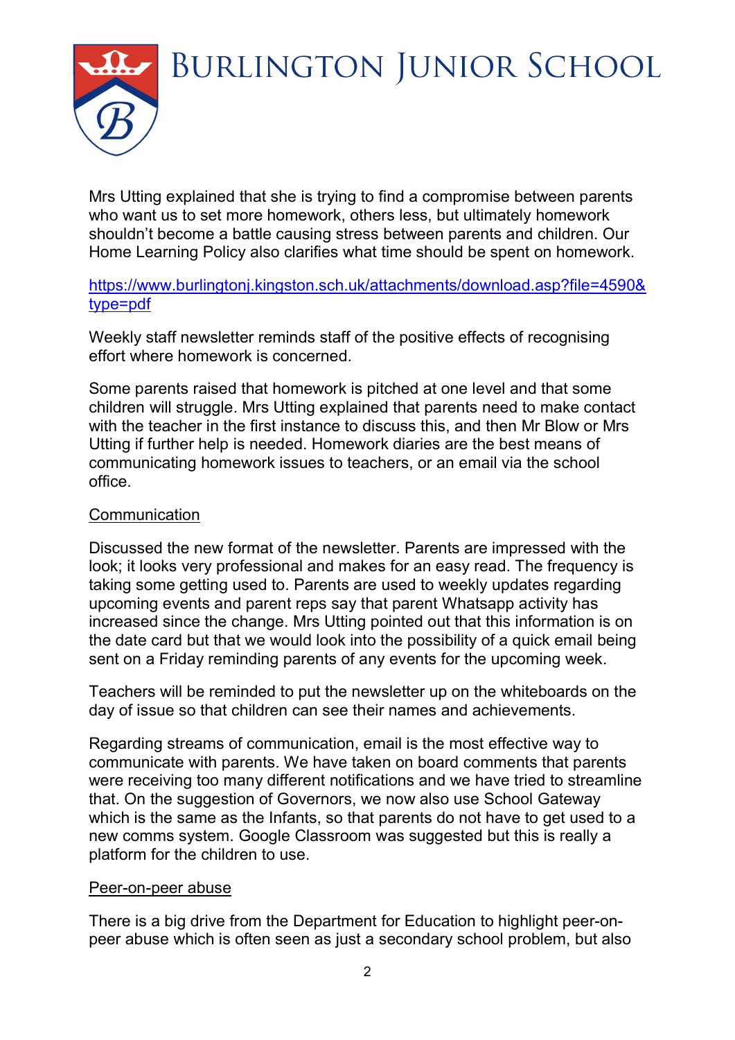Mrs Utting explained that she is trying to find a compromise between parents who want us to set more homework, others less, but ultimately homework shouldn't become a battle causing stress between parents and children. Our Home Learning Policy also clarifies what time should be spent on homework.

https://www.burlingtonj.kingston.sch.uk/attachments/download.asp?file=4590&type=pdf

Weekly staff newsletter reminds staff of the positive effects of recognising effort where homework is concerned.

Some parents raised that homework is pitched at one level and that some children will struggle. Mrs Utting explained that parents need to make contact with the teacher in the first instance to discuss this, and then Mr Blow or Mrs Utting if further help is needed. Homework diaries are the best means of communicating homework issues to teachers, or an email via the school office.

## Communication

Discussed the new format of the newsletter. Parents are impressed with the look; it looks very professional and makes for an easy read. The frequency is taking some getting used to. Parents are used to weekly updates regarding upcoming events and parent reps say that parent Whatsapp activity has increased since the change. Mrs Utting pointed out that this information is on the date card but that we would look into the possibility of a quick email being sent on a Friday reminding parents of any events for the upcoming week.

Teachers will be reminded to put the newsletter up on the whiteboards on the day of issue so that children can see their names and achievements.

Regarding streams of communication, email is the most effective way to communicate with parents. We have taken on board comments that parents were receiving too many different notifications and we have tried to streamline that. On the suggestion of Governors, we now also use School Gateway which is the same as the Infants, so that parents do not have to get used to a new comms system. Google Classroom was suggested but this is really a platform for the children to use.

## Peer-on-peer abuse

There is a big drive from the Department for Education to highlight peer-on-peer abuse which is often seen as just a secondary school problem, but also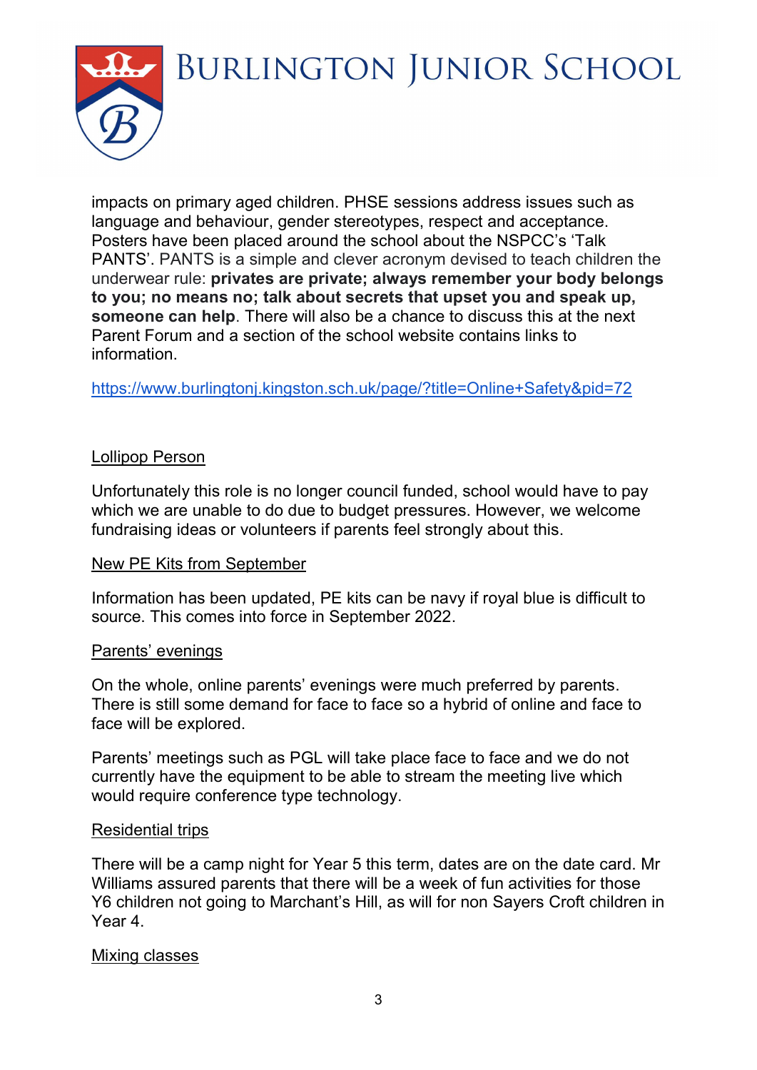impacts on primary aged children. PHSE sessions address issues such as language and behaviour, gender stereotypes, respect and acceptance. Posters have been placed around the school about the NSPCC's 'Talk PANTS'. PANTS is a simple and clever acronym devised to teach children the underwear rule: **privates are private; always remember your body belongs to you; no means no; talk about secrets that upset you and speak up, someone can help**. There will also be a chance to discuss this at the next Parent Forum and a section of the school website contains links to information.

https://www.burlingtonj.kingston.sch.uk/page/?title=Online+Safety&pid=72

## Lollipop Person

Unfortunately this role is no longer council funded, school would have to pay which we are unable to do due to budget pressures. However, we welcome fundraising ideas or volunteers if parents feel strongly about this.

## New PE Kits from September

Information has been updated, PE kits can be navy if royal blue is difficult to source. This comes into force in September 2022.

## Parents' evenings

On the whole, online parents' evenings were much preferred by parents. There is still some demand for face to face so a hybrid of online and face to face will be explored.

Parents' meetings such as PGL will take place face to face and we do not currently have the equipment to be able to stream the meeting live which would require conference type technology.

## Residential trips

There will be a camp night for Year 5 this term, dates are on the date card. Mr Williams assured parents that there will be a week of fun activities for those Y6 children not going to Marchant's Hill, as will for non Sayers Croft children in Year 4.

## Mixing classes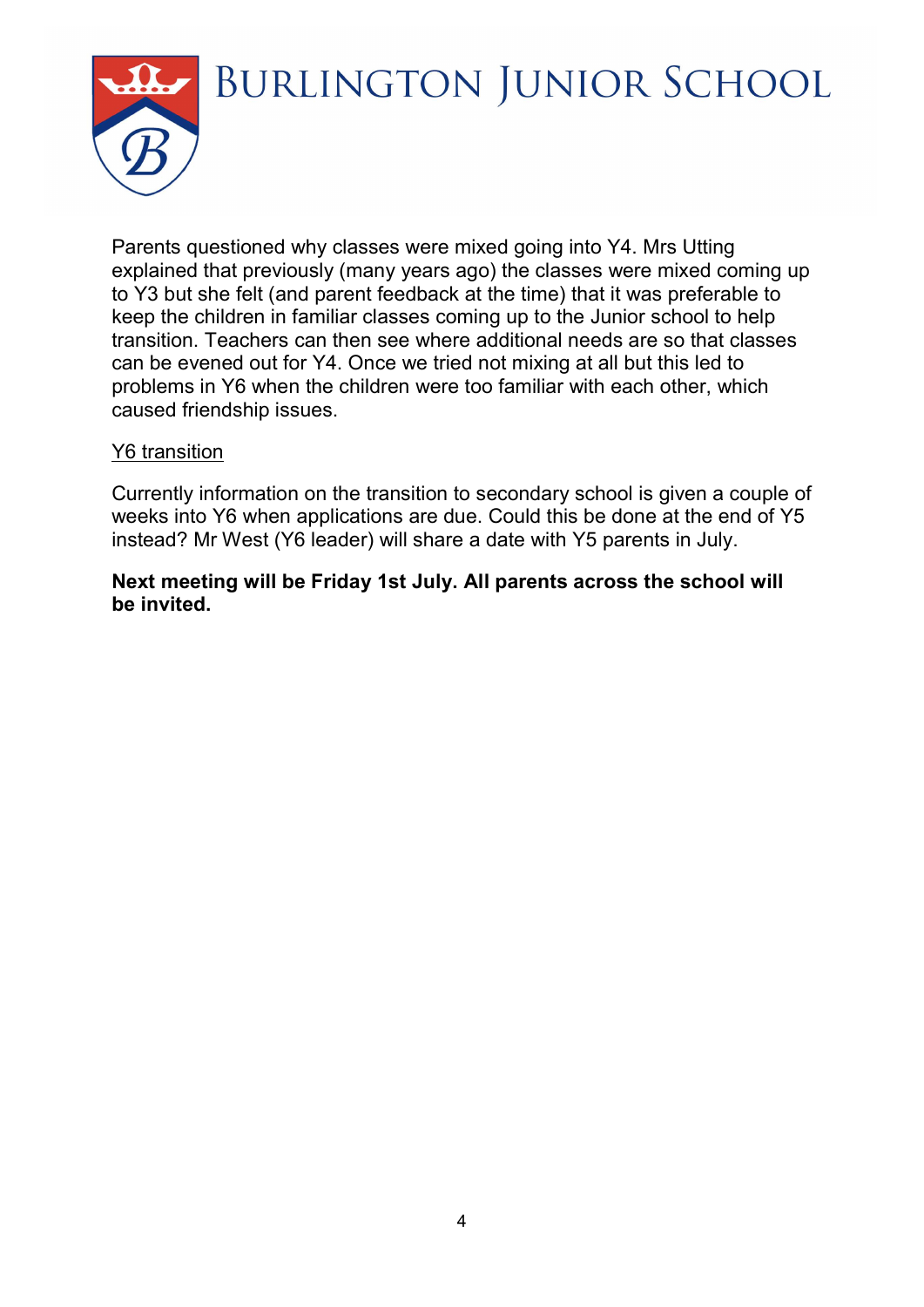Parents questioned why classes were mixed going into Y4. Mrs Utting explained that previously (many years ago) the classes were mixed coming up to Y3 but she felt (and parent feedback at the time) that it was preferable to keep the children in familiar classes coming up to the Junior school to help transition. Teachers can then see where additional needs are so that classes can be evened out for Y4. Once we tried not mixing at all but this led to problems in Y6 when the children were too familiar with each other, which caused friendship issues.

<u>Y6 transition</u>

Currently information on the transition to secondary school is given a couple of weeks into Y6 when applications are due. Could this be done at the end of Y5 instead? Mr West (Y6 leader) will share a date with Y5 parents in July.

**Next meeting will be Friday 1st July. All parents across the school will be invited.**